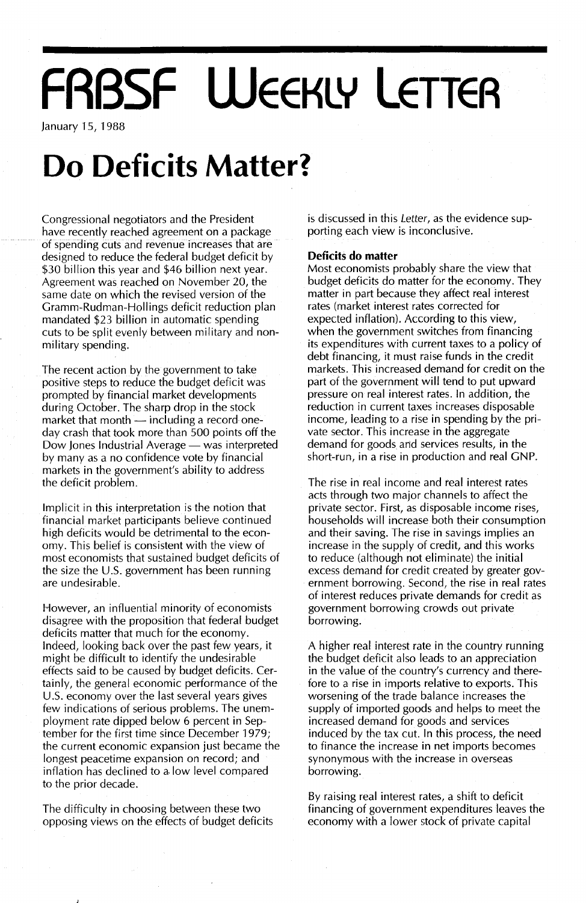# FRBSF Weekly Letter

January 15, 1988

# Do Deficits Matter?

Congressional negotiators and the President have recently reached agreement on a package of spending cuts and revenue increases that are designed to reduce the federal budget deficit by $30 billion this year and $46 billion next year. Agreement was reached on November 20, the same date on which the revised version of the Gramm-Rudman-Hollings deficit reduction plan mandated $23 billion in automatic spending cuts to be split evenly between military and non-military spending.

The recent action by the government to take positive steps to reduce the budget deficit was prompted by financial market developments during October. The sharp drop in the stock market that month — including a record one-day crash that took more than 500 points off the Dow Jones Industrial Average — was interpreted by many as a no confidence vote by financial markets in the government's ability to address the deficit problem.

Implicit in this interpretation is the notion that financial market participants believe continued high deficits would be detrimental to the economy. This belief is consistent with the view of most economists that sustained budget deficits of the size the U.S. government has been running are undesirable.

However, an influential minority of economists disagree with the proposition that federal budget deficits matter that much for the economy. Indeed, looking back over the past few years, it might be difficult to identify the undesirable effects said to be caused by budget deficits. Certainly, the general economic performance of the U.S. economy over the last several years gives few indications of serious problems. The unemployment rate dipped below 6 percent in September for the first time since December 1979; the current economic expansion just became the longest peacetime expansion on record; and inflation has declined to a low level compared to the prior decade.

The difficulty in choosing between these two opposing views on the effects of budget deficits is discussed in this *Letter*, as the evidence supporting each view is inconclusive.

### Deficits do matter

Most economists probably share the view that budget deficits do matter for the economy. They matter in part because they affect real interest rates (market interest rates corrected for expected inflation). According to this view, when the government switches from financing its expenditures with current taxes to a policy of debt financing, it must raise funds in the credit markets. This increased demand for credit on the part of the government will tend to put upward pressure on real interest rates. In addition, the reduction in current taxes increases disposable income, leading to a rise in spending by the private sector. This increase in the aggregate demand for goods and services results, in the short-run, in a rise in production and real GNP.

The rise in real income and real interest rates acts through two major channels to affect the private sector. First, as disposable income rises, households will increase both their consumption and their saving. The rise in savings implies an increase in the supply of credit, and this works to reduce (although not eliminate) the initial excess demand for credit created by greater government borrowing. Second, the rise in real rates of interest reduces private demands for credit as government borrowing crowds out private borrowing.

A higher real interest rate in the country running the budget deficit also leads to an appreciation in the value of the country's currency and therefore to a rise in imports relative to exports. This worsening of the trade balance increases the supply of imported goods and helps to meet the increased demand for goods and services induced by the tax cut. In this process, the need to finance the increase in net imports becomes synonymous with the increase in overseas borrowing.

By raising real interest rates, a shift to deficit financing of government expenditures leaves the economy with a lower stock of private capital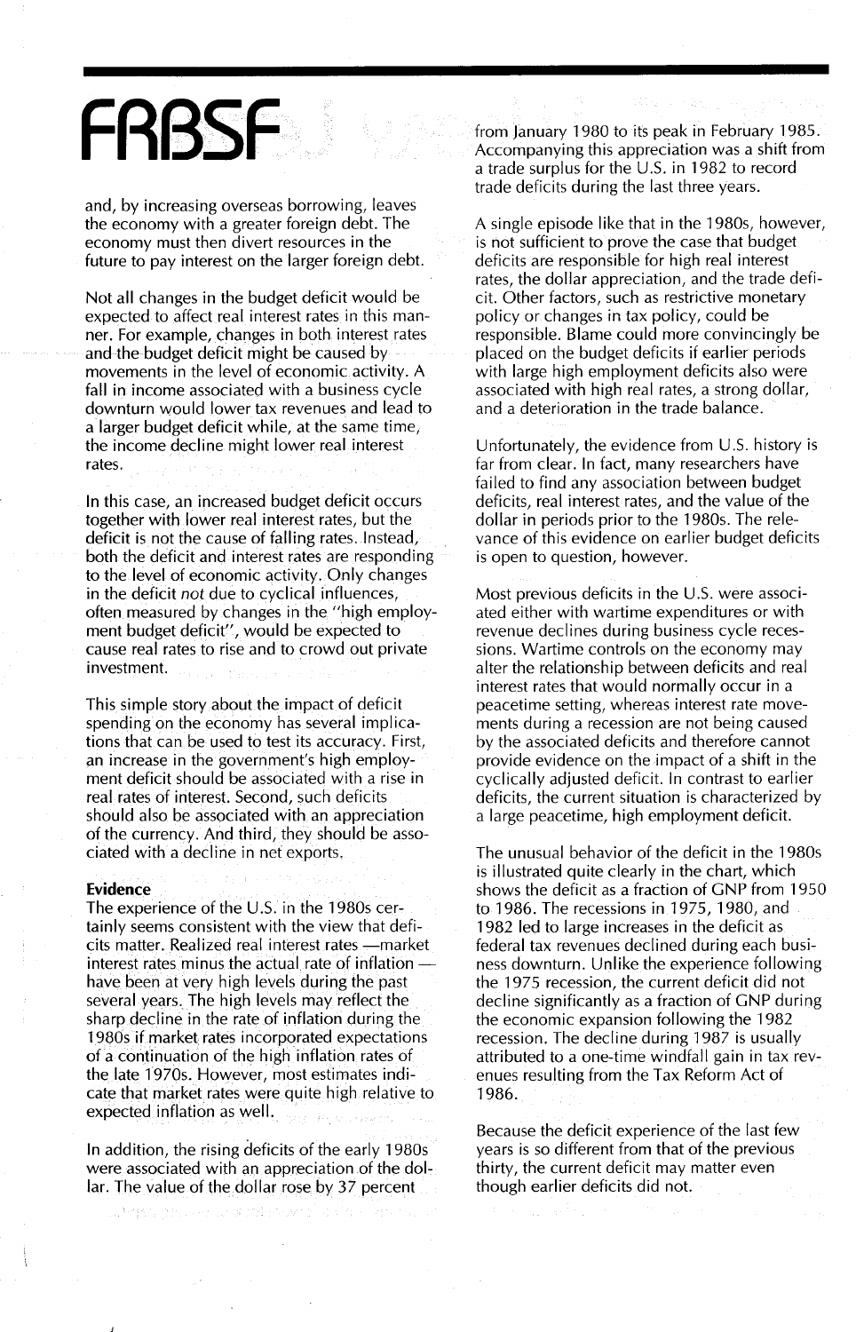and, by increasing overseas borrowing, leaves the economy with a greater foreign debt. The economy must then divert resources in the future to pay interest on the larger foreign debt.

Not all changes in the budget deficit would be expected to affect real interest rates in this manner. For example, changes in both interest rates and the budget deficit might be caused by movements in the level of economic activity. A fall in income associated with a business cycle downturn would lower tax revenues and lead to a larger budget deficit while, at the same time, the income decline might lower real interest rates.

In this case, an increased budget deficit occurs together with lower real interest rates, but the deficit is not the cause of falling rates. Instead, both the deficit and interest rates are responding to the level of economic activity. Only changes in the deficit *not* due to cyclical influences, often measured by changes in the "high employment budget deficit", would be expected to cause real rates to rise and to crowd out private investment.

This simple story about the impact of deficit spending on the economy has several implications that can be used to test its accuracy. First, an increase in the government's high employment deficit should be associated with a rise in real rates of interest. Second, such deficits should also be associated with an appreciation of the currency. And third, they should be associated with a decline in net exports.

### Evidence

The experience of the U.S. in the 1980s certainly seems consistent with the view that deficits matter. Realized real interest rates —market interest rates minus the actual rate of inflation — have been at very high levels during the past several years. The high levels may reflect the sharp decline in the rate of inflation during the 1980s if market rates incorporated expectations of a continuation of the high inflation rates of the late 1970s. However, most estimates indicate that market rates were quite high relative to expected inflation as well.

In addition, the rising deficits of the early 1980s were associated with an appreciation of the dollar. The value of the dollar rose by 37 percent from January 1980 to its peak in February 1985. Accompanying this appreciation was a shift from a trade surplus for the U.S. in 1982 to record trade deficits during the last three years.

A single episode like that in the 1980s, however, is not sufficient to prove the case that budget deficits are responsible for high real interest rates, the dollar appreciation, and the trade deficit. Other factors, such as restrictive monetary policy or changes in tax policy, could be responsible. Blame could more convincingly be placed on the budget deficits if earlier periods with large high employment deficits also were associated with high real rates, a strong dollar, and a deterioration in the trade balance.

Unfortunately, the evidence from U.S. history is far from clear. In fact, many researchers have failed to find any association between budget deficits, real interest rates, and the value of the dollar in periods prior to the 1980s. The relevance of this evidence on earlier budget deficits is open to question, however.

Most previous deficits in the U.S. were associated either with wartime expenditures or with revenue declines during business cycle recessions. Wartime controls on the economy may alter the relationship between deficits and real interest rates that would normally occur in a peacetime setting, whereas interest rate movements during a recession are not being caused by the associated deficits and therefore cannot provide evidence on the impact of a shift in the cyclically adjusted deficit. In contrast to earlier deficits, the current situation is characterized by a large peacetime, high employment deficit.

The unusual behavior of the deficit in the 1980s is illustrated quite clearly in the chart, which shows the deficit as a fraction of GNP from 1950 to 1986. The recessions in 1975, 1980, and 1982 led to large increases in the deficit as federal tax revenues declined during each business downturn. Unlike the experience following the 1975 recession, the current deficit did not decline significantly as a fraction of GNP during the economic expansion following the 1982 recession. The decline during 1987 is usually attributed to a one-time windfall gain in tax revenues resulting from the Tax Reform Act of 1986.

Because the deficit experience of the last few years is so different from that of the previous thirty, the current deficit may matter even though earlier deficits did not.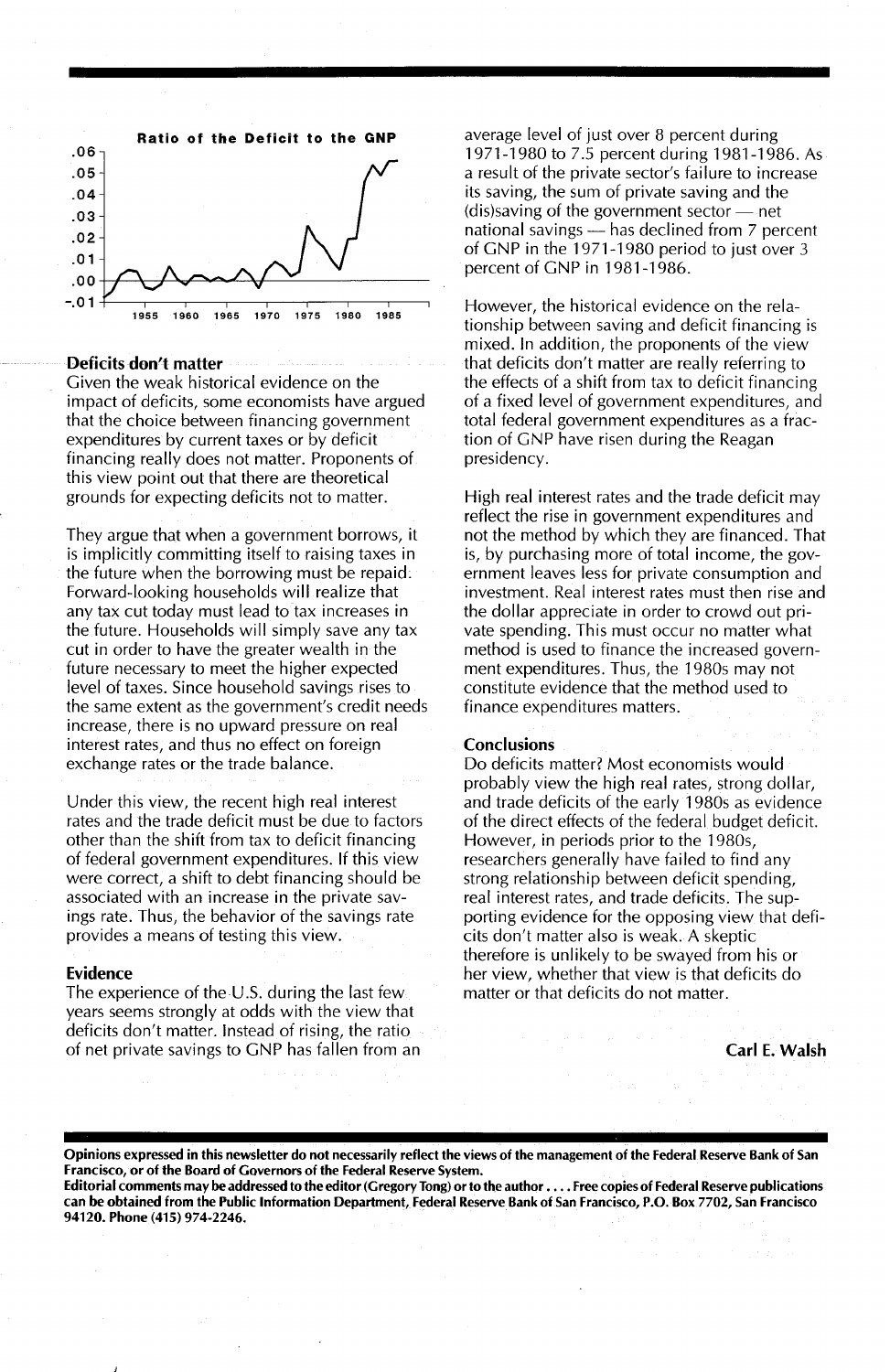Ratio of the Deficit to the GNP

## Deficits don't matter

Given the weak historical evidence on the impact of deficits, some economists have argued that the choice between financing government expenditures by current taxes or by deficit financing really does not matter. Proponents of this view point out that there are theoretical grounds for expecting deficits not to matter.

They argue that when a government borrows, it is implicitly committing itself to raising taxes in the future when the borrowing must be repaid. Forward-looking households will realize that any tax cut today must lead to tax increases in the future. Households will simply save any tax cut in order to have the greater wealth in the future necessary to meet the higher expected level of taxes. Since household savings rises to the same extent as the government's credit needs increase, there is no upward pressure on real interest rates, and thus no effect on foreign exchange rates or the trade balance.

Under this view, the recent high real interest rates and the trade deficit must be due to factors other than the shift from tax to deficit financing of federal government expenditures. If this view were correct, a shift to debt financing should be associated with an increase in the private savings rate. Thus, the behavior of the savings rate provides a means of testing this view.

## Evidence

The experience of the U.S. during the last few years seems strongly at odds with the view that deficits don't matter. Instead of rising, the ratio of net private savings to GNP has fallen from an average level of just over 8 percent during 1971-1980 to 7.5 percent during 1981-1986. As a result of the private sector's failure to increase its saving, the sum of private saving and the (dis)saving of the government sector — net national savings — has declined from 7 percent of GNP in the 1971-1980 period to just over 3 percent of GNP in 1981-1986.

However, the historical evidence on the relationship between saving and deficit financing is mixed. In addition, the proponents of the view that deficits don't matter are really referring to the effects of a shift from tax to deficit financing of a fixed level of government expenditures, and total federal government expenditures as a fraction of GNP have risen during the Reagan presidency.

High real interest rates and the trade deficit may reflect the rise in government expenditures and not the method by which they are financed. That is, by purchasing more of total income, the government leaves less for private consumption and investment. Real interest rates must then rise and the dollar appreciate in order to crowd out private spending. This must occur no matter what method is used to finance the increased government expenditures. Thus, the 1980s may not constitute evidence that the method used to finance expenditures matters.

## Conclusions

Do deficits matter? Most economists would probably view the high real rates, strong dollar, and trade deficits of the early 1980s as evidence of the direct effects of the federal budget deficit. However, in periods prior to the 1980s, researchers generally have failed to find any strong relationship between deficit spending, real interest rates, and trade deficits. The supporting evidence for the opposing view that deficits don't matter also is weak. A skeptic therefore is unlikely to be swayed from his or her view, whether that view is that deficits do matter or that deficits do not matter.

**Carl E. Walsh**

---

**Opinions expressed in this newsletter do not necessarily reflect the views of the management of the Federal Reserve Bank of San Francisco, or of the Board of Governors of the Federal Reserve System.**
**Editorial comments may be addressed to the editor (Gregory Tong) or to the author . . . . Free copies of Federal Reserve publications can be obtained from the Public Information Department, Federal Reserve Bank of San Francisco, P.O. Box 7702, San Francisco 94120. Phone (415) 974-2246.**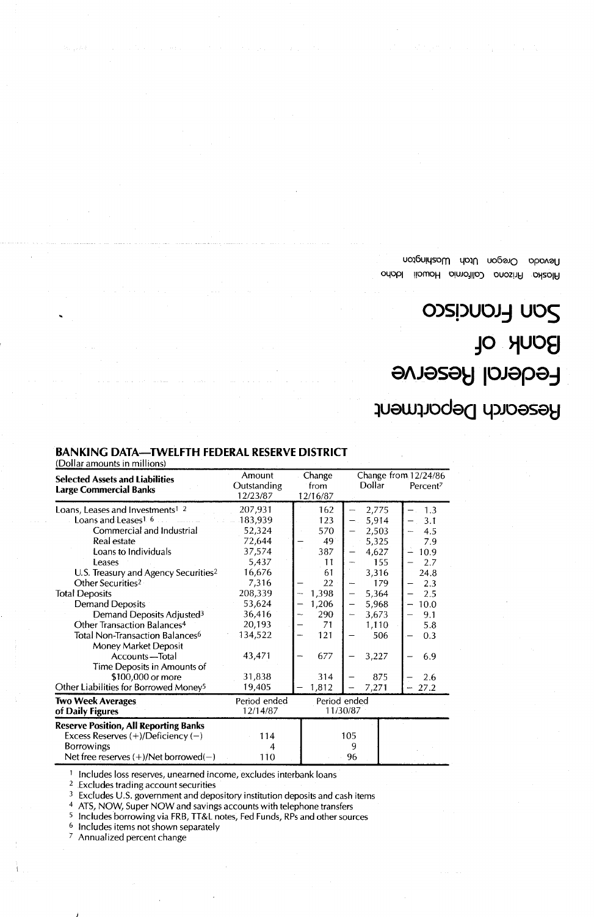Research Department

Federal Reserve

Bank of

San Francisco

Alaska Arizona California Hawaii Idaho

Nevada Oregon Utah Washington

## BANKING DATA—TWELFTH FEDERAL RESERVE DISTRICT

(Dollar amounts in millions)

| Selected Assets and Liabilities Large Commercial Banks | Amount Outstanding 12/23/87 | Change from 12/16/87 | Change from 12/24/86 Dollar | Change from 12/24/86 Percent[7] |
|---|---|---|---|---|
| Loans, Leases and Investments[1] [2] | 207,931 | 162 | – 2,775 | – 1.3 |
| Loans and Leases[1] [6] | 183,939 | 123 | – 5,914 | – 3.1 |
| Commercial and Industrial | 52,324 | 570 | – 2,503 | – 4.5 |
| Real estate | 72,644 | – 49 | 5,325 | 7.9 |
| Loans to Individuals | 37,574 | 387 | – 4,627 | – 10.9 |
| Leases | 5,437 | 11 | – 155 | – 2.7 |
| U.S. Treasury and Agency Securities[2] | 16,676 | 61 | 3,316 | 24.8 |
| Other Securities[2] | 7,316 | – 22 | – 179 | – 2.3 |
| Total Deposits | 208,339 | – 1,398 | – 5,364 | – 2.5 |
| Demand Deposits | 53,624 | – 1,206 | – 5,968 | – 10.0 |
| Demand Deposits Adjusted[3] | 36,416 | – 290 | – 3,673 | – 9.1 |
| Other Transaction Balances[4] | 20,193 | – 71 | 1,110 | 5.8 |
| Total Non-Transaction Balances[6] | 134,522 | – 121 | – 506 | – 0.3 |
| Money Market Deposit Accounts—Total | 43,471 | – 677 | – 3,227 | – 6.9 |
| Time Deposits in Amounts of $100,000 or more | 31,838 | 314 | – 875 | – 2.6 |
| Other Liabilities for Borrowed Money[5] | 19,405 | – 1,812 | – 7,271 | – 27.2 |

| Two Week Averages of Daily Figures | Period ended 12/14/87 | Period ended 11/30/87 |
|---|---|---|
| **Reserve Position, All Reporting Banks** | | |
| Excess Reserves (+)/Deficiency (–) | 114 | 105 |
| Borrowings | 4 | 9 |
| Net free reserves (+)/Net borrowed(–) | 110 | 96 |

[1] Includes loss reserves, unearned income, excludes interbank loans
[2] Excludes trading account securities
[3] Excludes U.S. government and depository institution deposits and cash items
[4] ATS, NOW, Super NOW and savings accounts with telephone transfers
[5] Includes borrowing via FRB, TT&L notes, Fed Funds, RPs and other sources
[6] Includes items not shown separately
[7] Annualized percent change